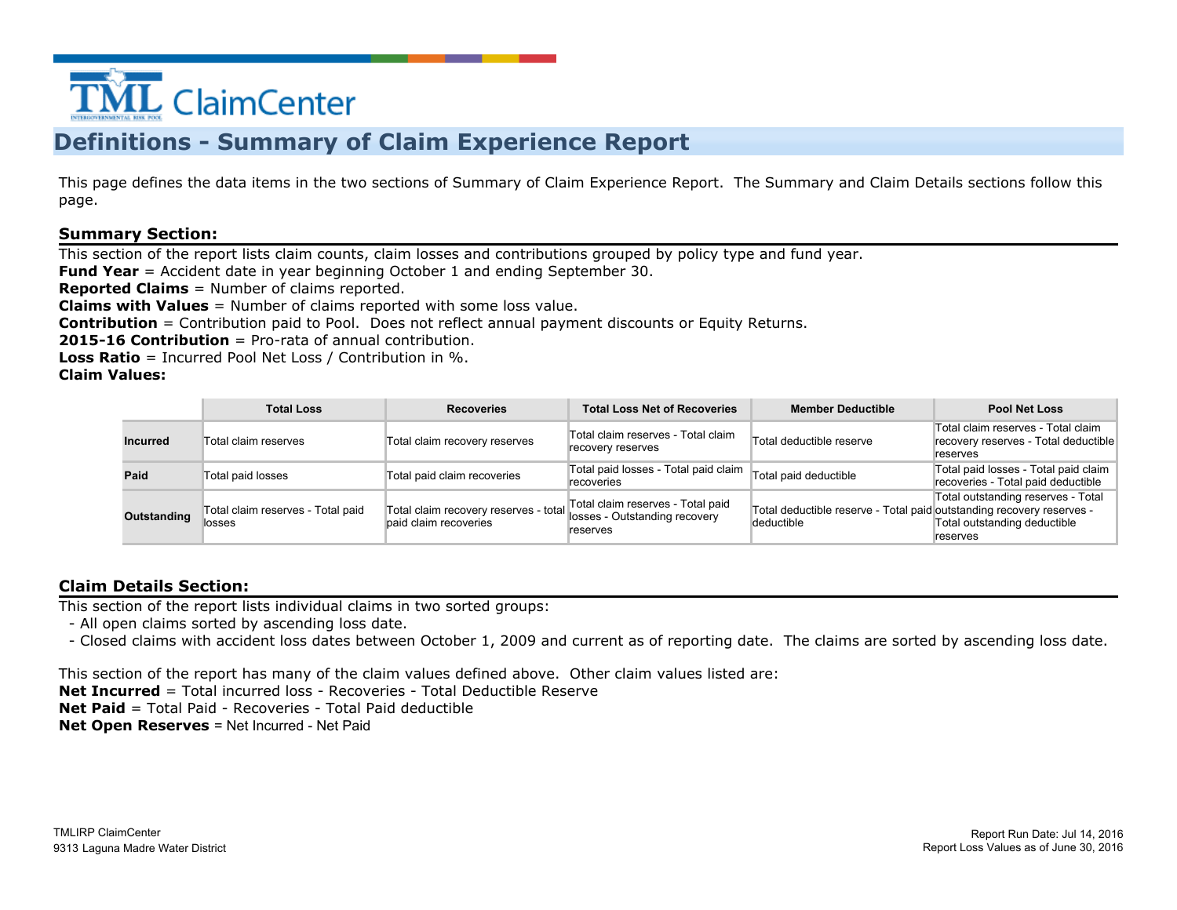TML ClaimCenter

# Definitions - Summary of Claim Experience Report

This page defines the data items in the two sections of Summary of Claim Experience Report. The Summary and Claim Details sections follow this page.

## Summary Section:

This section of the report lists claim counts, claim losses and contributions grouped by policy type and fund year.
**Fund Year** = Accident date in year beginning October 1 and ending September 30.
**Reported Claims** = Number of claims reported.
**Claims with Values** = Number of claims reported with some loss value.
**Contribution** = Contribution paid to Pool. Does not reflect annual payment discounts or Equity Returns.
**2015-16 Contribution** = Pro-rata of annual contribution.
**Loss Ratio** = Incurred Pool Net Loss / Contribution in %.
**Claim Values:**

| | Total Loss | Recoveries | Total Loss Net of Recoveries | Member Deductible | Pool Net Loss |
|---|---|---|---|---|---|
| **Incurred** | Total claim reserves | Total claim recovery reserves | Total claim reserves - Total claim recovery reserves | Total deductible reserve | Total claim reserves - Total claim recovery reserves - Total deductible reserves |
| **Paid** | Total paid losses | Total paid claim recoveries | Total paid losses - Total paid claim recoveries | Total paid deductible | Total paid losses - Total paid claim recoveries - Total paid deductible |
| **Outstanding** | Total claim reserves - Total paid losses | Total claim recovery reserves - total paid claim recoveries | Total claim reserves - Total paid losses - Outstanding recovery reserves | Total deductible reserve - Total paid deductible | Total outstanding reserves - Total outstanding recovery reserves - Total outstanding deductible reserves |

## Claim Details Section:

This section of the report lists individual claims in two sorted groups:
- All open claims sorted by ascending loss date.
- Closed claims with accident loss dates between October 1, 2009 and current as of reporting date. The claims are sorted by ascending loss date.

This section of the report has many of the claim values defined above. Other claim values listed are:
**Net Incurred** = Total incurred loss - Recoveries - Total Deductible Reserve
**Net Paid** = Total Paid - Recoveries - Total Paid deductible
**Net Open Reserves** = Net Incurred - Net Paid

TMLIRP ClaimCenter
9313 Laguna Madre Water District

Report Run Date: Jul 14, 2016
Report Loss Values as of June 30, 2016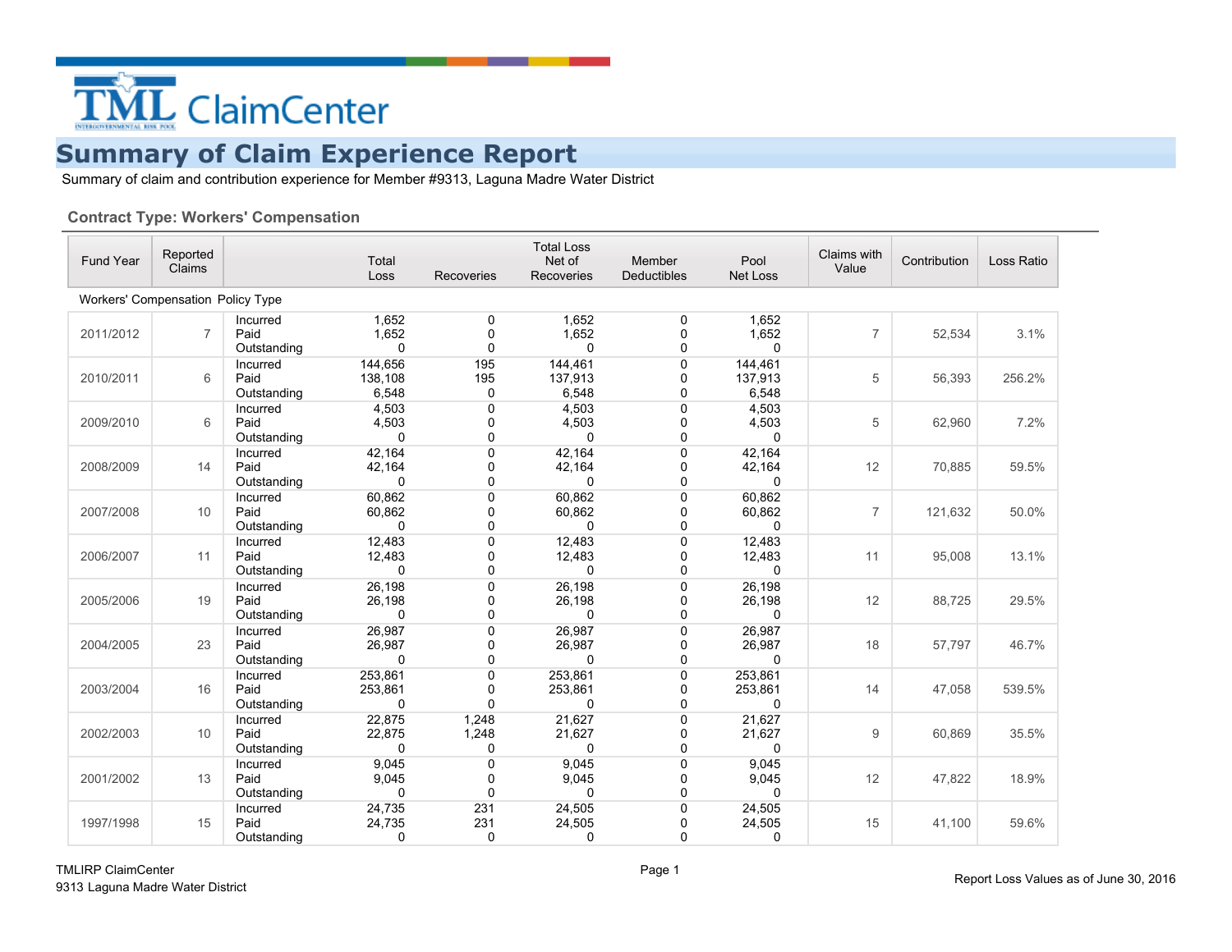TML ClaimCenter

# Summary of Claim Experience Report

Summary of claim and contribution experience for Member #9313, Laguna Madre Water District

### Contract Type: Workers' Compensation

| Fund Year | Reported Claims | | Total Loss | Recoveries | Total Loss Net of Recoveries | Member Deductibles | Pool Net Loss | Claims with Value | Contribution | Loss Ratio |
|---|---|---|---|---|---|---|---|---|---|---|
| Workers' Compensation Policy Type | | | | | | | | | | |
| 2011/2012 | 7 | Incurred | 1,652 | 0 | 1,652 | 0 | 1,652 | 7 | 52,534 | 3.1% |
| | | Paid | 1,652 | 0 | 1,652 | 0 | 1,652 | | | |
| | | Outstanding | 0 | 0 | 0 | 0 | 0 | | | |
| 2010/2011 | 6 | Incurred | 144,656 | 195 | 144,461 | 0 | 144,461 | 5 | 56,393 | 256.2% |
| | | Paid | 138,108 | 195 | 137,913 | 0 | 137,913 | | | |
| | | Outstanding | 6,548 | 0 | 6,548 | 0 | 6,548 | | | |
| 2009/2010 | 6 | Incurred | 4,503 | 0 | 4,503 | 0 | 4,503 | 5 | 62,960 | 7.2% |
| | | Paid | 4,503 | 0 | 4,503 | 0 | 4,503 | | | |
| | | Outstanding | 0 | 0 | 0 | 0 | 0 | | | |
| 2008/2009 | 14 | Incurred | 42,164 | 0 | 42,164 | 0 | 42,164 | 12 | 70,885 | 59.5% |
| | | Paid | 42,164 | 0 | 42,164 | 0 | 42,164 | | | |
| | | Outstanding | 0 | 0 | 0 | 0 | 0 | | | |
| 2007/2008 | 10 | Incurred | 60,862 | 0 | 60,862 | 0 | 60,862 | 7 | 121,632 | 50.0% |
| | | Paid | 60,862 | 0 | 60,862 | 0 | 60,862 | | | |
| | | Outstanding | 0 | 0 | 0 | 0 | 0 | | | |
| 2006/2007 | 11 | Incurred | 12,483 | 0 | 12,483 | 0 | 12,483 | 11 | 95,008 | 13.1% |
| | | Paid | 12,483 | 0 | 12,483 | 0 | 12,483 | | | |
| | | Outstanding | 0 | 0 | 0 | 0 | 0 | | | |
| 2005/2006 | 19 | Incurred | 26,198 | 0 | 26,198 | 0 | 26,198 | 12 | 88,725 | 29.5% |
| | | Paid | 26,198 | 0 | 26,198 | 0 | 26,198 | | | |
| | | Outstanding | 0 | 0 | 0 | 0 | 0 | | | |
| 2004/2005 | 23 | Incurred | 26,987 | 0 | 26,987 | 0 | 26,987 | 18 | 57,797 | 46.7% |
| | | Paid | 26,987 | 0 | 26,987 | 0 | 26,987 | | | |
| | | Outstanding | 0 | 0 | 0 | 0 | 0 | | | |
| 2003/2004 | 16 | Incurred | 253,861 | 0 | 253,861 | 0 | 253,861 | 14 | 47,058 | 539.5% |
| | | Paid | 253,861 | 0 | 253,861 | 0 | 253,861 | | | |
| | | Outstanding | 0 | 0 | 0 | 0 | 0 | | | |
| 2002/2003 | 10 | Incurred | 22,875 | 1,248 | 21,627 | 0 | 21,627 | 9 | 60,869 | 35.5% |
| | | Paid | 22,875 | 1,248 | 21,627 | 0 | 21,627 | | | |
| | | Outstanding | 0 | 0 | 0 | 0 | 0 | | | |
| 2001/2002 | 13 | Incurred | 9,045 | 0 | 9,045 | 0 | 9,045 | 12 | 47,822 | 18.9% |
| | | Paid | 9,045 | 0 | 9,045 | 0 | 9,045 | | | |
| | | Outstanding | 0 | 0 | 0 | 0 | 0 | | | |
| 1997/1998 | 15 | Incurred | 24,735 | 231 | 24,505 | 0 | 24,505 | 15 | 41,100 | 59.6% |
| | | Paid | 24,735 | 231 | 24,505 | 0 | 24,505 | | | |
| | | Outstanding | 0 | 0 | 0 | 0 | 0 | | | |

TMLIRP ClaimCenter
9313 Laguna Madre Water District

Report Loss Values as of June 30, 2016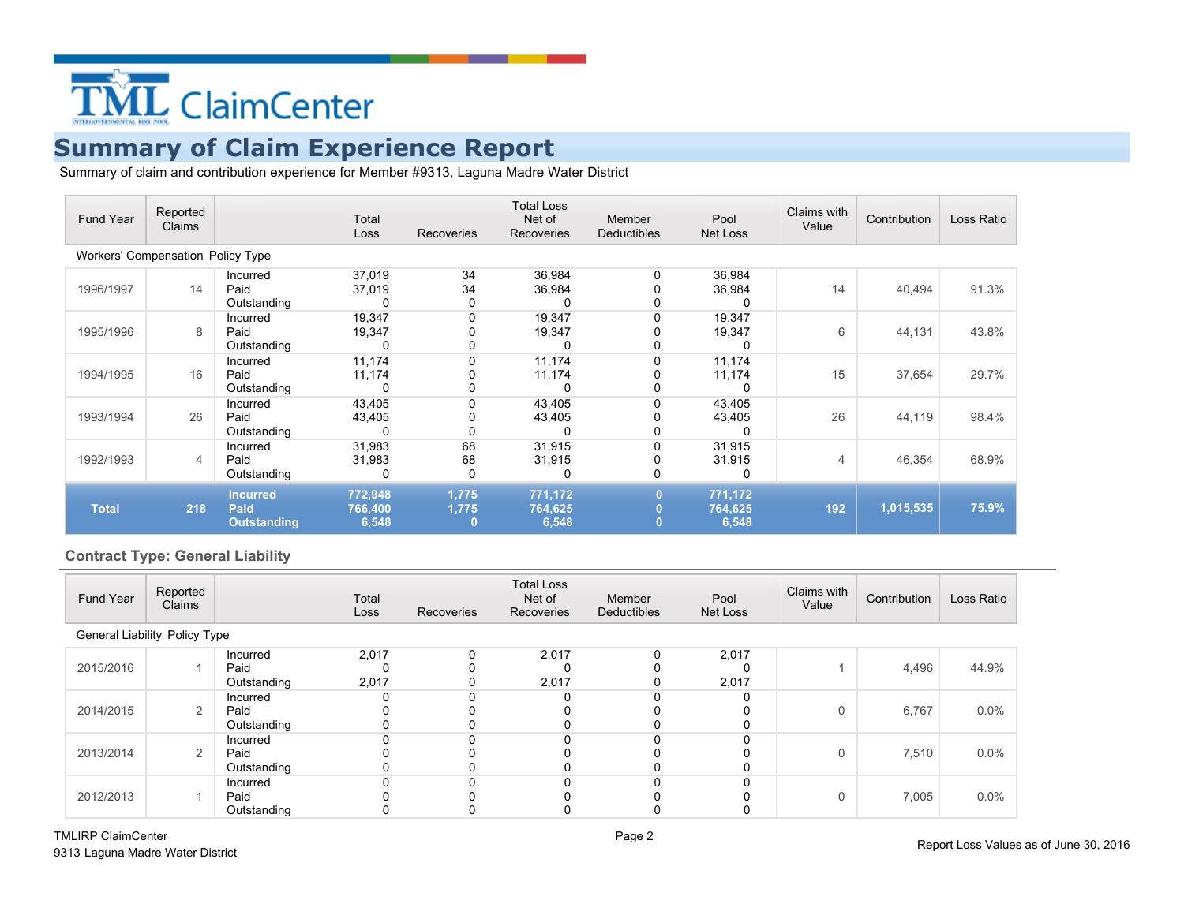TML ClaimCenter

# Summary of Claim Experience Report

Summary of claim and contribution experience for Member #9313, Laguna Madre Water District

| Fund Year | Reported Claims | | Total Loss | Recoveries | Total Loss Net of Recoveries | Member Deductibles | Pool Net Loss | Claims with Value | Contribution | Loss Ratio |
|---|---|---|---|---|---|---|---|---|---|---|
| Workers' Compensation Policy Type | | | | | | | | | | |
| 1996/1997 | 14 | Incurred<br>Paid<br>Outstanding | 37,019<br>37,019<br>0 | 34<br>34<br>0 | 36,984<br>36,984<br>0 | 0<br>0<br>0 | 36,984<br>36,984<br>0 | 14 | 40,494 | 91.3% |
| 1995/1996 | 8 | Incurred<br>Paid<br>Outstanding | 19,347<br>19,347<br>0 | 0<br>0<br>0 | 19,347<br>19,347<br>0 | 0<br>0<br>0 | 19,347<br>19,347<br>0 | 6 | 44,131 | 43.8% |
| 1994/1995 | 16 | Incurred<br>Paid<br>Outstanding | 11,174<br>11,174<br>0 | 0<br>0<br>0 | 11,174<br>11,174<br>0 | 0<br>0<br>0 | 11,174<br>11,174<br>0 | 15 | 37,654 | 29.7% |
| 1993/1994 | 26 | Incurred<br>Paid<br>Outstanding | 43,405<br>43,405<br>0 | 0<br>0<br>0 | 43,405<br>43,405<br>0 | 0<br>0<br>0 | 43,405<br>43,405<br>0 | 26 | 44,119 | 98.4% |
| 1992/1993 | 4 | Incurred<br>Paid<br>Outstanding | 31,983<br>31,983<br>0 | 68<br>68<br>0 | 31,915<br>31,915<br>0 | 0<br>0<br>0 | 31,915<br>31,915<br>0 | 4 | 46,354 | 68.9% |
| **Total** | **218** | **Incurred<br>Paid<br>Outstanding** | **772,948<br>766,400<br>6,548** | **1,775<br>1,775<br>0** | **771,172<br>764,625<br>6,548** | **0<br>0<br>0** | **771,172<br>764,625<br>6,548** | **192** | **1,015,535** | **75.9%** |

## Contract Type: General Liability

| Fund Year | Reported Claims | | Total Loss | Recoveries | Total Loss Net of Recoveries | Member Deductibles | Pool Net Loss | Claims with Value | Contribution | Loss Ratio |
|---|---|---|---|---|---|---|---|---|---|---|
| General Liability Policy Type | | | | | | | | | | |
| 2015/2016 | 1 | Incurred<br>Paid<br>Outstanding | 2,017<br>0<br>2,017 | 0<br>0<br>0 | 2,017<br>0<br>2,017 | 0<br>0<br>0 | 2,017<br>0<br>2,017 | 1 | 4,496 | 44.9% |
| 2014/2015 | 2 | Incurred<br>Paid<br>Outstanding | 0<br>0<br>0 | 0<br>0<br>0 | 0<br>0<br>0 | 0<br>0<br>0 | 0<br>0<br>0 | 0 | 6,767 | 0.0% |
| 2013/2014 | 2 | Incurred<br>Paid<br>Outstanding | 0<br>0<br>0 | 0<br>0<br>0 | 0<br>0<br>0 | 0<br>0<br>0 | 0<br>0<br>0 | 0 | 7,510 | 0.0% |
| 2012/2013 | 1 | Incurred<br>Paid<br>Outstanding | 0<br>0<br>0 | 0<br>0<br>0 | 0<br>0<br>0 | 0<br>0<br>0 | 0<br>0<br>0 | 0 | 7,005 | 0.0% |

TMLIRP ClaimCenter
9313 Laguna Madre Water District

Report Loss Values as of June 30, 2016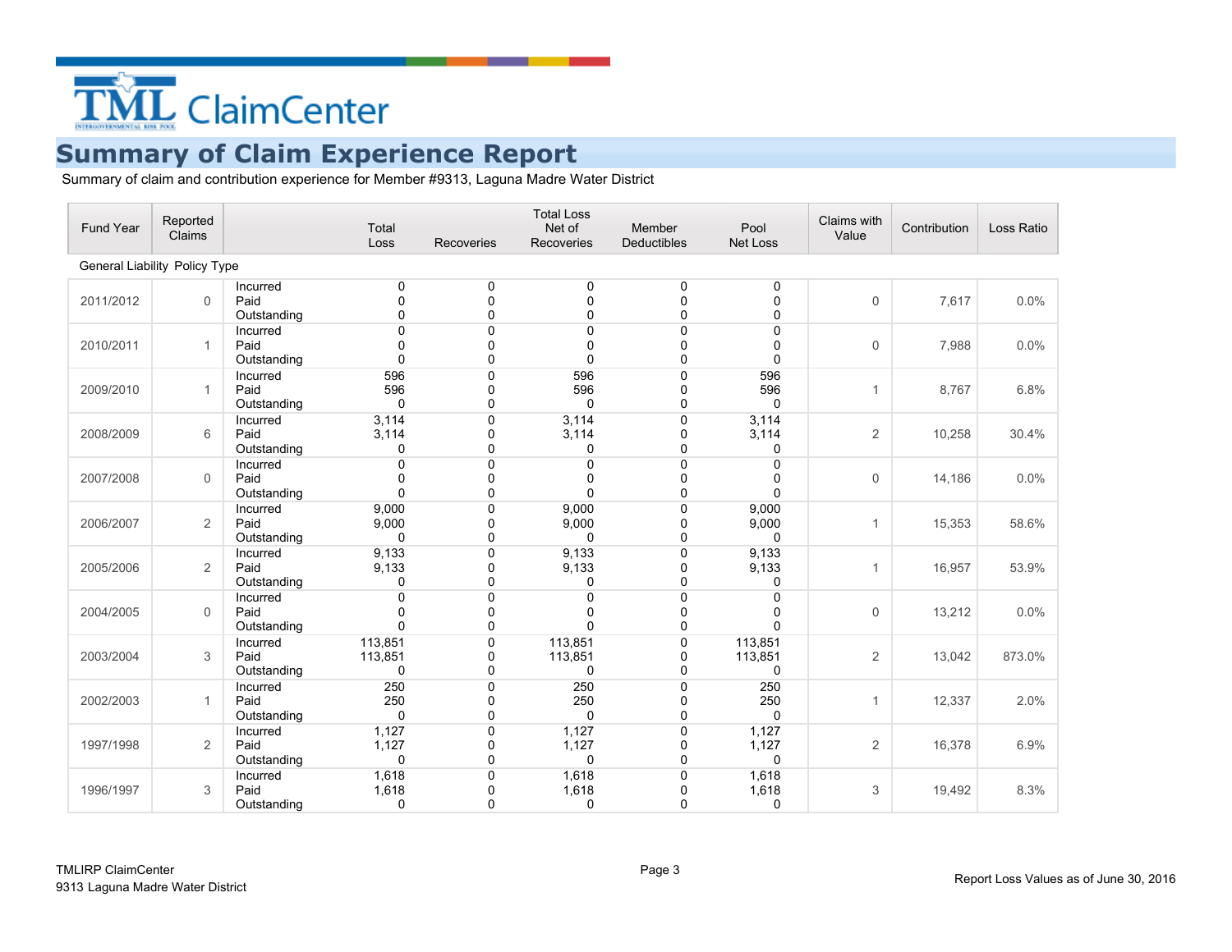TML ClaimCenter

# Summary of Claim Experience Report

Summary of claim and contribution experience for Member #9313, Laguna Madre Water District

| Fund Year | Reported Claims | | Total Loss | Recoveries | Total Loss Net of Recoveries | Member Deductibles | Pool Net Loss | Claims with Value | Contribution | Loss Ratio |
|---|---|---|---|---|---|---|---|---|---|---|
| General Liability Policy Type | | | | | | | | | | |
| 2011/2012 | 0 | Incurred | 0 | 0 | 0 | 0 | 0 | 0 | 7,617 | 0.0% |
| | | Paid | 0 | 0 | 0 | 0 | 0 | | | |
| | | Outstanding | 0 | 0 | 0 | 0 | 0 | | | |
| 2010/2011 | 1 | Incurred | 0 | 0 | 0 | 0 | 0 | 0 | 7,988 | 0.0% |
| | | Paid | 0 | 0 | 0 | 0 | 0 | | | |
| | | Outstanding | 0 | 0 | 0 | 0 | 0 | | | |
| 2009/2010 | 1 | Incurred | 596 | 0 | 596 | 0 | 596 | 1 | 8,767 | 6.8% |
| | | Paid | 596 | 0 | 596 | 0 | 596 | | | |
| | | Outstanding | 0 | 0 | 0 | 0 | 0 | | | |
| 2008/2009 | 6 | Incurred | 3,114 | 0 | 3,114 | 0 | 3,114 | 2 | 10,258 | 30.4% |
| | | Paid | 3,114 | 0 | 3,114 | 0 | 3,114 | | | |
| | | Outstanding | 0 | 0 | 0 | 0 | 0 | | | |
| 2007/2008 | 0 | Incurred | 0 | 0 | 0 | 0 | 0 | 0 | 14,186 | 0.0% |
| | | Paid | 0 | 0 | 0 | 0 | 0 | | | |
| | | Outstanding | 0 | 0 | 0 | 0 | 0 | | | |
| 2006/2007 | 2 | Incurred | 9,000 | 0 | 9,000 | 0 | 9,000 | 1 | 15,353 | 58.6% |
| | | Paid | 9,000 | 0 | 9,000 | 0 | 9,000 | | | |
| | | Outstanding | 0 | 0 | 0 | 0 | 0 | | | |
| 2005/2006 | 2 | Incurred | 9,133 | 0 | 9,133 | 0 | 9,133 | 1 | 16,957 | 53.9% |
| | | Paid | 9,133 | 0 | 9,133 | 0 | 9,133 | | | |
| | | Outstanding | 0 | 0 | 0 | 0 | 0 | | | |
| 2004/2005 | 0 | Incurred | 0 | 0 | 0 | 0 | 0 | 0 | 13,212 | 0.0% |
| | | Paid | 0 | 0 | 0 | 0 | 0 | | | |
| | | Outstanding | 0 | 0 | 0 | 0 | 0 | | | |
| 2003/2004 | 3 | Incurred | 113,851 | 0 | 113,851 | 0 | 113,851 | 2 | 13,042 | 873.0% |
| | | Paid | 113,851 | 0 | 113,851 | 0 | 113,851 | | | |
| | | Outstanding | 0 | 0 | 0 | 0 | 0 | | | |
| 2002/2003 | 1 | Incurred | 250 | 0 | 250 | 0 | 250 | 1 | 12,337 | 2.0% |
| | | Paid | 250 | 0 | 250 | 0 | 250 | | | |
| | | Outstanding | 0 | 0 | 0 | 0 | 0 | | | |
| 1997/1998 | 2 | Incurred | 1,127 | 0 | 1,127 | 0 | 1,127 | 2 | 16,378 | 6.9% |
| | | Paid | 1,127 | 0 | 1,127 | 0 | 1,127 | | | |
| | | Outstanding | 0 | 0 | 0 | 0 | 0 | | | |
| 1996/1997 | 3 | Incurred | 1,618 | 0 | 1,618 | 0 | 1,618 | 3 | 19,492 | 8.3% |
| | | Paid | 1,618 | 0 | 1,618 | 0 | 1,618 | | | |
| | | Outstanding | 0 | 0 | 0 | 0 | 0 | | | |

Report Loss Values as of June 30, 2016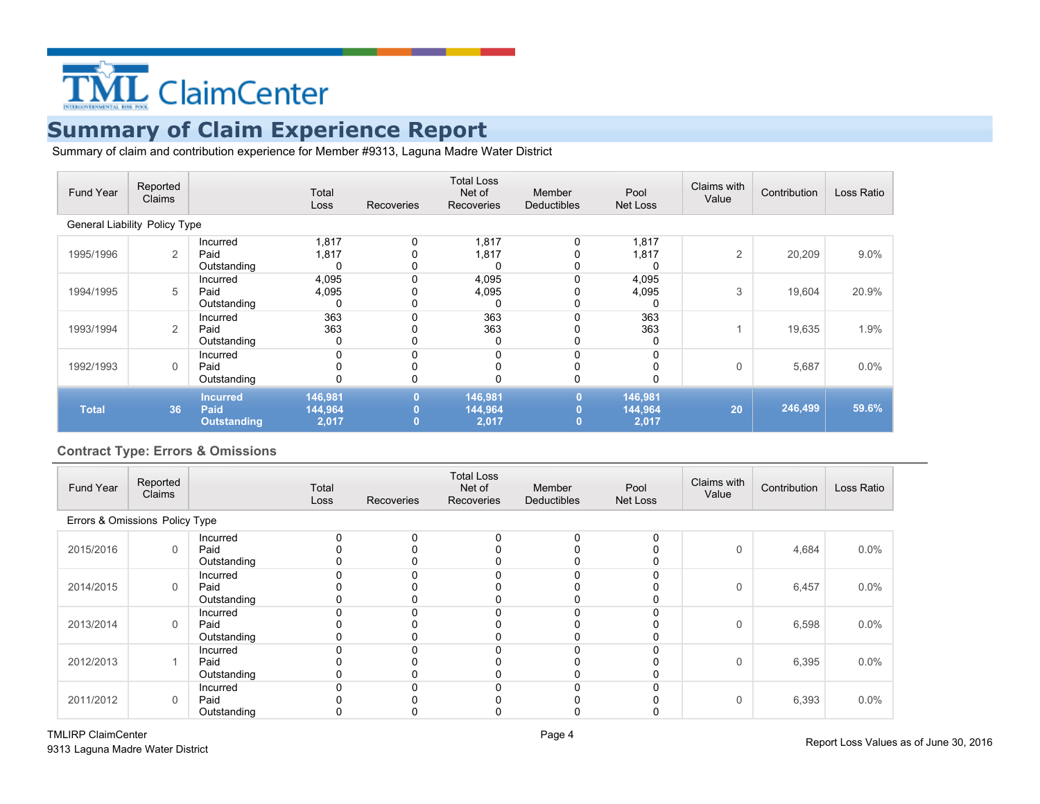# Summary of Claim Experience Report

Summary of claim and contribution experience for Member #9313, Laguna Madre Water District

| Fund Year | Reported Claims | | Total Loss | Recoveries | Total Loss Net of Recoveries | Member Deductibles | Pool Net Loss | Claims with Value | Contribution | Loss Ratio |
|---|---|---|---|---|---|---|---|---|---|---|
| General Liability Policy Type | | | | | | | | | | |
| 1995/1996 | 2 | Incurred | 1,817 | 0 | 1,817 | 0 | 1,817 | 2 | 20,209 | 9.0% |
| | | Paid | 1,817 | 0 | 1,817 | 0 | 1,817 | | | |
| | | Outstanding | 0 | 0 | 0 | 0 | 0 | | | |
| 1994/1995 | 5 | Incurred | 4,095 | 0 | 4,095 | 0 | 4,095 | 3 | 19,604 | 20.9% |
| | | Paid | 4,095 | 0 | 4,095 | 0 | 4,095 | | | |
| | | Outstanding | 0 | 0 | 0 | 0 | 0 | | | |
| 1993/1994 | 2 | Incurred | 363 | 0 | 363 | 0 | 363 | 1 | 19,635 | 1.9% |
| | | Paid | 363 | 0 | 363 | 0 | 363 | | | |
| | | Outstanding | 0 | 0 | 0 | 0 | 0 | | | |
| 1992/1993 | 0 | Incurred | 0 | 0 | 0 | 0 | 0 | 0 | 5,687 | 0.0% |
| | | Paid | 0 | 0 | 0 | 0 | 0 | | | |
| | | Outstanding | 0 | 0 | 0 | 0 | 0 | | | |
| **Total** | **36** | **Incurred** | **146,981** | **0** | **146,981** | **0** | **146,981** | **20** | **246,499** | **59.6%** |
| | | **Paid** | **144,964** | **0** | **144,964** | **0** | **144,964** | | | |
| | | **Outstanding** | **2,017** | **0** | **2,017** | **0** | **2,017** | | | |

## Contract Type: Errors & Omissions

| Fund Year | Reported Claims | | Total Loss | Recoveries | Total Loss Net of Recoveries | Member Deductibles | Pool Net Loss | Claims with Value | Contribution | Loss Ratio |
|---|---|---|---|---|---|---|---|---|---|---|
| Errors & Omissions Policy Type | | | | | | | | | | |
| 2015/2016 | 0 | Incurred | 0 | 0 | 0 | 0 | 0 | 0 | 4,684 | 0.0% |
| | | Paid | 0 | 0 | 0 | 0 | 0 | | | |
| | | Outstanding | 0 | 0 | 0 | 0 | 0 | | | |
| 2014/2015 | 0 | Incurred | 0 | 0 | 0 | 0 | 0 | 0 | 6,457 | 0.0% |
| | | Paid | 0 | 0 | 0 | 0 | 0 | | | |
| | | Outstanding | 0 | 0 | 0 | 0 | 0 | | | |
| 2013/2014 | 0 | Incurred | 0 | 0 | 0 | 0 | 0 | 0 | 6,598 | 0.0% |
| | | Paid | 0 | 0 | 0 | 0 | 0 | | | |
| | | Outstanding | 0 | 0 | 0 | 0 | 0 | | | |
| 2012/2013 | 1 | Incurred | 0 | 0 | 0 | 0 | 0 | 0 | 6,395 | 0.0% |
| | | Paid | 0 | 0 | 0 | 0 | 0 | | | |
| | | Outstanding | 0 | 0 | 0 | 0 | 0 | | | |
| 2011/2012 | 0 | Incurred | 0 | 0 | 0 | 0 | 0 | 0 | 6,393 | 0.0% |
| | | Paid | 0 | 0 | 0 | 0 | 0 | | | |
| | | Outstanding | 0 | 0 | 0 | 0 | 0 | | | |

Report Loss Values as of June 30, 2016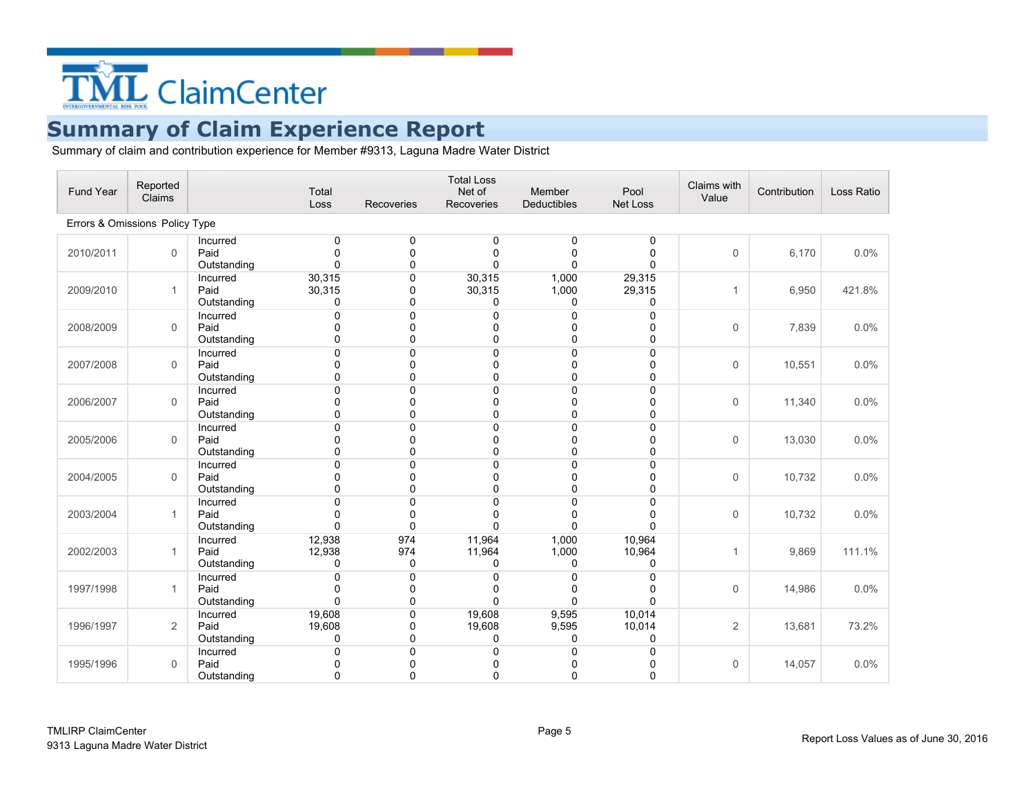TML ClaimCenter

# Summary of Claim Experience Report

Summary of claim and contribution experience for Member #9313, Laguna Madre Water District

| Fund Year | Reported Claims | | Total Loss | Recoveries | Total Loss Net of Recoveries | Member Deductibles | Pool Net Loss | Claims with Value | Contribution | Loss Ratio |
|---|---|---|---|---|---|---|---|---|---|---|
| **Errors & Omissions Policy Type** | | | | | | | | | | |
| 2010/2011 | 0 | Incurred | 0 | 0 | 0 | 0 | 0 | 0 | 6,170 | 0.0% |
| | | Paid | 0 | 0 | 0 | 0 | 0 | | | |
| | | Outstanding | 0 | 0 | 0 | 0 | 0 | | | |
| 2009/2010 | 1 | Incurred | 30,315 | 0 | 30,315 | 1,000 | 29,315 | 1 | 6,950 | 421.8% |
| | | Paid | 30,315 | 0 | 30,315 | 1,000 | 29,315 | | | |
| | | Outstanding | 0 | 0 | 0 | 0 | 0 | | | |
| 2008/2009 | 0 | Incurred | 0 | 0 | 0 | 0 | 0 | 0 | 7,839 | 0.0% |
| | | Paid | 0 | 0 | 0 | 0 | 0 | | | |
| | | Outstanding | 0 | 0 | 0 | 0 | 0 | | | |
| 2007/2008 | 0 | Incurred | 0 | 0 | 0 | 0 | 0 | 0 | 10,551 | 0.0% |
| | | Paid | 0 | 0 | 0 | 0 | 0 | | | |
| | | Outstanding | 0 | 0 | 0 | 0 | 0 | | | |
| 2006/2007 | 0 | Incurred | 0 | 0 | 0 | 0 | 0 | 0 | 11,340 | 0.0% |
| | | Paid | 0 | 0 | 0 | 0 | 0 | | | |
| | | Outstanding | 0 | 0 | 0 | 0 | 0 | | | |
| 2005/2006 | 0 | Incurred | 0 | 0 | 0 | 0 | 0 | 0 | 13,030 | 0.0% |
| | | Paid | 0 | 0 | 0 | 0 | 0 | | | |
| | | Outstanding | 0 | 0 | 0 | 0 | 0 | | | |
| 2004/2005 | 0 | Incurred | 0 | 0 | 0 | 0 | 0 | 0 | 10,732 | 0.0% |
| | | Paid | 0 | 0 | 0 | 0 | 0 | | | |
| | | Outstanding | 0 | 0 | 0 | 0 | 0 | | | |
| 2003/2004 | 1 | Incurred | 0 | 0 | 0 | 0 | 0 | 0 | 10,732 | 0.0% |
| | | Paid | 0 | 0 | 0 | 0 | 0 | | | |
| | | Outstanding | 0 | 0 | 0 | 0 | 0 | | | |
| 2002/2003 | 1 | Incurred | 12,938 | 974 | 11,964 | 1,000 | 10,964 | 1 | 9,869 | 111.1% |
| | | Paid | 12,938 | 974 | 11,964 | 1,000 | 10,964 | | | |
| | | Outstanding | 0 | 0 | 0 | 0 | 0 | | | |
| 1997/1998 | 1 | Incurred | 0 | 0 | 0 | 0 | 0 | 0 | 14,986 | 0.0% |
| | | Paid | 0 | 0 | 0 | 0 | 0 | | | |
| | | Outstanding | 0 | 0 | 0 | 0 | 0 | | | |
| 1996/1997 | 2 | Incurred | 19,608 | 0 | 19,608 | 9,595 | 10,014 | 2 | 13,681 | 73.2% |
| | | Paid | 19,608 | 0 | 19,608 | 9,595 | 10,014 | | | |
| | | Outstanding | 0 | 0 | 0 | 0 | 0 | | | |
| 1995/1996 | 0 | Incurred | 0 | 0 | 0 | 0 | 0 | 0 | 14,057 | 0.0% |
| | | Paid | 0 | 0 | 0 | 0 | 0 | | | |
| | | Outstanding | 0 | 0 | 0 | 0 | 0 | | | |

Report Loss Values as of June 30, 2016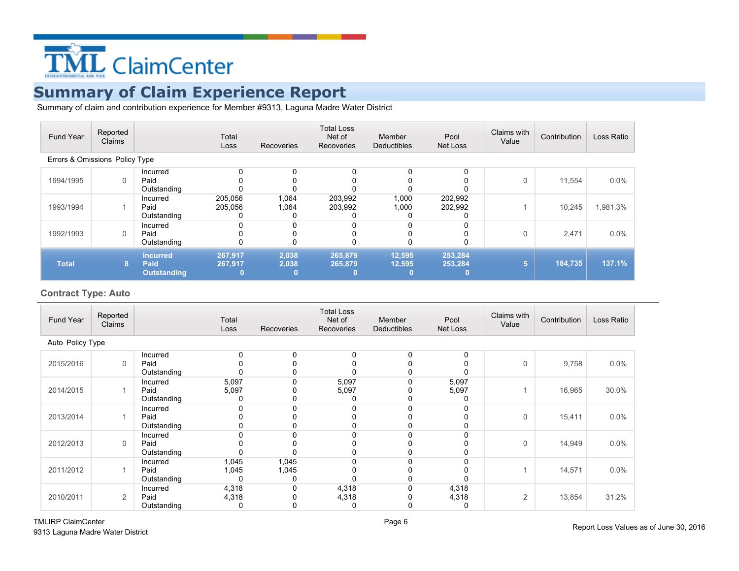# Summary of Claim Experience Report

Summary of claim and contribution experience for Member #9313, Laguna Madre Water District

| Fund Year | Reported Claims | | Total Loss | Recoveries | Total Loss Net of Recoveries | Member Deductibles | Pool Net Loss | Claims with Value | Contribution | Loss Ratio |
|---|---|---|---|---|---|---|---|---|---|---|
| Errors & Omissions Policy Type | | | | | | | | | | |
| 1994/1995 | 0 | Incurred<br>Paid<br>Outstanding | 0<br>0<br>0 | 0<br>0<br>0 | 0<br>0<br>0 | 0<br>0<br>0 | 0<br>0<br>0 | 0 | 11,554 | 0.0% |
| 1993/1994 | 1 | Incurred<br>Paid<br>Outstanding | 205,056<br>205,056<br>0 | 1,064<br>1,064<br>0 | 203,992<br>203,992<br>0 | 1,000<br>1,000<br>0 | 202,992<br>202,992<br>0 | 1 | 10,245 | 1,981.3% |
| 1992/1993 | 0 | Incurred<br>Paid<br>Outstanding | 0<br>0<br>0 | 0<br>0<br>0 | 0<br>0<br>0 | 0<br>0<br>0 | 0<br>0<br>0 | 0 | 2,471 | 0.0% |
| **Total** | **8** | **Incurred<br>Paid<br>Outstanding** | **267,917<br>267,917<br>0** | **2,038<br>2,038<br>0** | **265,879<br>265,879<br>0** | **12,595<br>12,595<br>0** | **253,284<br>253,284<br>0** | **5** | **184,735** | **137.1%** |

### Contract Type: Auto

| Fund Year | Reported Claims | | Total Loss | Recoveries | Total Loss Net of Recoveries | Member Deductibles | Pool Net Loss | Claims with Value | Contribution | Loss Ratio |
|---|---|---|---|---|---|---|---|---|---|---|
| Auto Policy Type | | | | | | | | | | |
| 2015/2016 | 0 | Incurred<br>Paid<br>Outstanding | 0<br>0<br>0 | 0<br>0<br>0 | 0<br>0<br>0 | 0<br>0<br>0 | 0<br>0<br>0 | 0 | 9,758 | 0.0% |
| 2014/2015 | 1 | Incurred<br>Paid<br>Outstanding | 5,097<br>5,097<br>0 | 0<br>0<br>0 | 5,097<br>5,097<br>0 | 0<br>0<br>0 | 5,097<br>5,097<br>0 | 1 | 16,965 | 30.0% |
| 2013/2014 | 1 | Incurred<br>Paid<br>Outstanding | 0<br>0<br>0 | 0<br>0<br>0 | 0<br>0<br>0 | 0<br>0<br>0 | 0<br>0<br>0 | 0 | 15,411 | 0.0% |
| 2012/2013 | 0 | Incurred<br>Paid<br>Outstanding | 0<br>0<br>0 | 0<br>0<br>0 | 0<br>0<br>0 | 0<br>0<br>0 | 0<br>0<br>0 | 0 | 14,949 | 0.0% |
| 2011/2012 | 1 | Incurred<br>Paid<br>Outstanding | 1,045<br>1,045<br>0 | 1,045<br>1,045<br>0 | 0<br>0<br>0 | 0<br>0<br>0 | 0<br>0<br>0 | 1 | 14,571 | 0.0% |
| 2010/2011 | 2 | Incurred<br>Paid<br>Outstanding | 4,318<br>4,318<br>0 | 0<br>0<br>0 | 4,318<br>4,318<br>0 | 0<br>0<br>0 | 4,318<br>4,318<br>0 | 2 | 13,854 | 31.2% |

Report Loss Values as of June 30, 2016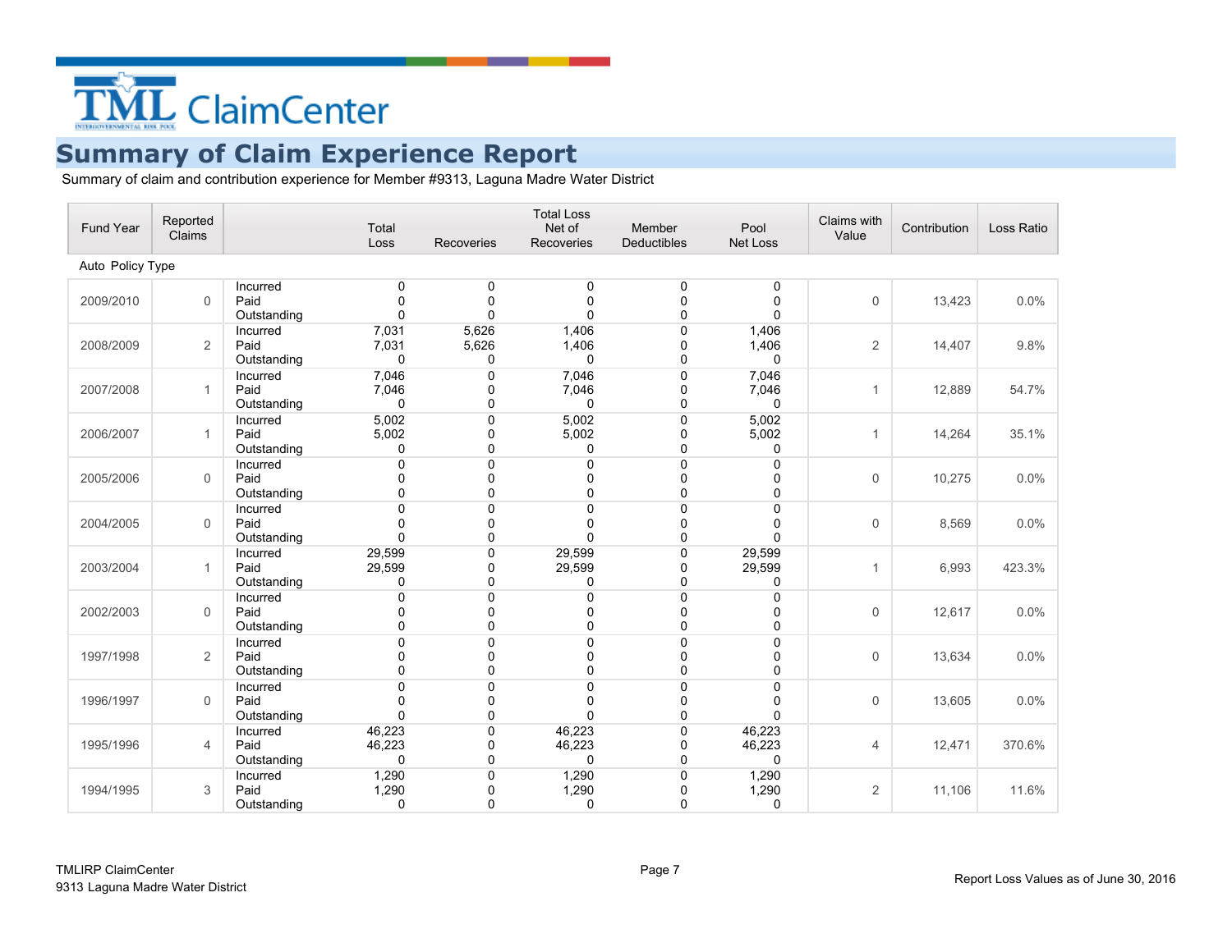TML ClaimCenter

# Summary of Claim Experience Report

Summary of claim and contribution experience for Member #9313, Laguna Madre Water District

| Fund Year | Reported Claims | | Total Loss | Recoveries | Total Loss Net of Recoveries | Member Deductibles | Pool Net Loss | Claims with Value | Contribution | Loss Ratio |
|---|---|---|---|---|---|---|---|---|---|---|
| Auto Policy Type | | | | | | | | | | |
| 2009/2010 | 0 | Incurred | 0 | 0 | 0 | 0 | 0 | 0 | 13,423 | 0.0% |
| | | Paid | 0 | 0 | 0 | 0 | 0 | | | |
| | | Outstanding | 0 | 0 | 0 | 0 | 0 | | | |
| 2008/2009 | 2 | Incurred | 7,031 | 5,626 | 1,406 | 0 | 1,406 | 2 | 14,407 | 9.8% |
| | | Paid | 7,031 | 5,626 | 1,406 | 0 | 1,406 | | | |
| | | Outstanding | 0 | 0 | 0 | 0 | 0 | | | |
| 2007/2008 | 1 | Incurred | 7,046 | 0 | 7,046 | 0 | 7,046 | 1 | 12,889 | 54.7% |
| | | Paid | 7,046 | 0 | 7,046 | 0 | 7,046 | | | |
| | | Outstanding | 0 | 0 | 0 | 0 | 0 | | | |
| 2006/2007 | 1 | Incurred | 5,002 | 0 | 5,002 | 0 | 5,002 | 1 | 14,264 | 35.1% |
| | | Paid | 5,002 | 0 | 5,002 | 0 | 5,002 | | | |
| | | Outstanding | 0 | 0 | 0 | 0 | 0 | | | |
| 2005/2006 | 0 | Incurred | 0 | 0 | 0 | 0 | 0 | 0 | 10,275 | 0.0% |
| | | Paid | 0 | 0 | 0 | 0 | 0 | | | |
| | | Outstanding | 0 | 0 | 0 | 0 | 0 | | | |
| 2004/2005 | 0 | Incurred | 0 | 0 | 0 | 0 | 0 | 0 | 8,569 | 0.0% |
| | | Paid | 0 | 0 | 0 | 0 | 0 | | | |
| | | Outstanding | 0 | 0 | 0 | 0 | 0 | | | |
| 2003/2004 | 1 | Incurred | 29,599 | 0 | 29,599 | 0 | 29,599 | 1 | 6,993 | 423.3% |
| | | Paid | 29,599 | 0 | 29,599 | 0 | 29,599 | | | |
| | | Outstanding | 0 | 0 | 0 | 0 | 0 | | | |
| 2002/2003 | 0 | Incurred | 0 | 0 | 0 | 0 | 0 | 0 | 12,617 | 0.0% |
| | | Paid | 0 | 0 | 0 | 0 | 0 | | | |
| | | Outstanding | 0 | 0 | 0 | 0 | 0 | | | |
| 1997/1998 | 2 | Incurred | 0 | 0 | 0 | 0 | 0 | 0 | 13,634 | 0.0% |
| | | Paid | 0 | 0 | 0 | 0 | 0 | | | |
| | | Outstanding | 0 | 0 | 0 | 0 | 0 | | | |
| 1996/1997 | 0 | Incurred | 0 | 0 | 0 | 0 | 0 | 0 | 13,605 | 0.0% |
| | | Paid | 0 | 0 | 0 | 0 | 0 | | | |
| | | Outstanding | 0 | 0 | 0 | 0 | 0 | | | |
| 1995/1996 | 4 | Incurred | 46,223 | 0 | 46,223 | 0 | 46,223 | 4 | 12,471 | 370.6% |
| | | Paid | 46,223 | 0 | 46,223 | 0 | 46,223 | | | |
| | | Outstanding | 0 | 0 | 0 | 0 | 0 | | | |
| 1994/1995 | 3 | Incurred | 1,290 | 0 | 1,290 | 0 | 1,290 | 2 | 11,106 | 11.6% |
| | | Paid | 1,290 | 0 | 1,290 | 0 | 1,290 | | | |
| | | Outstanding | 0 | 0 | 0 | 0 | 0 | | | |

Report Loss Values as of June 30, 2016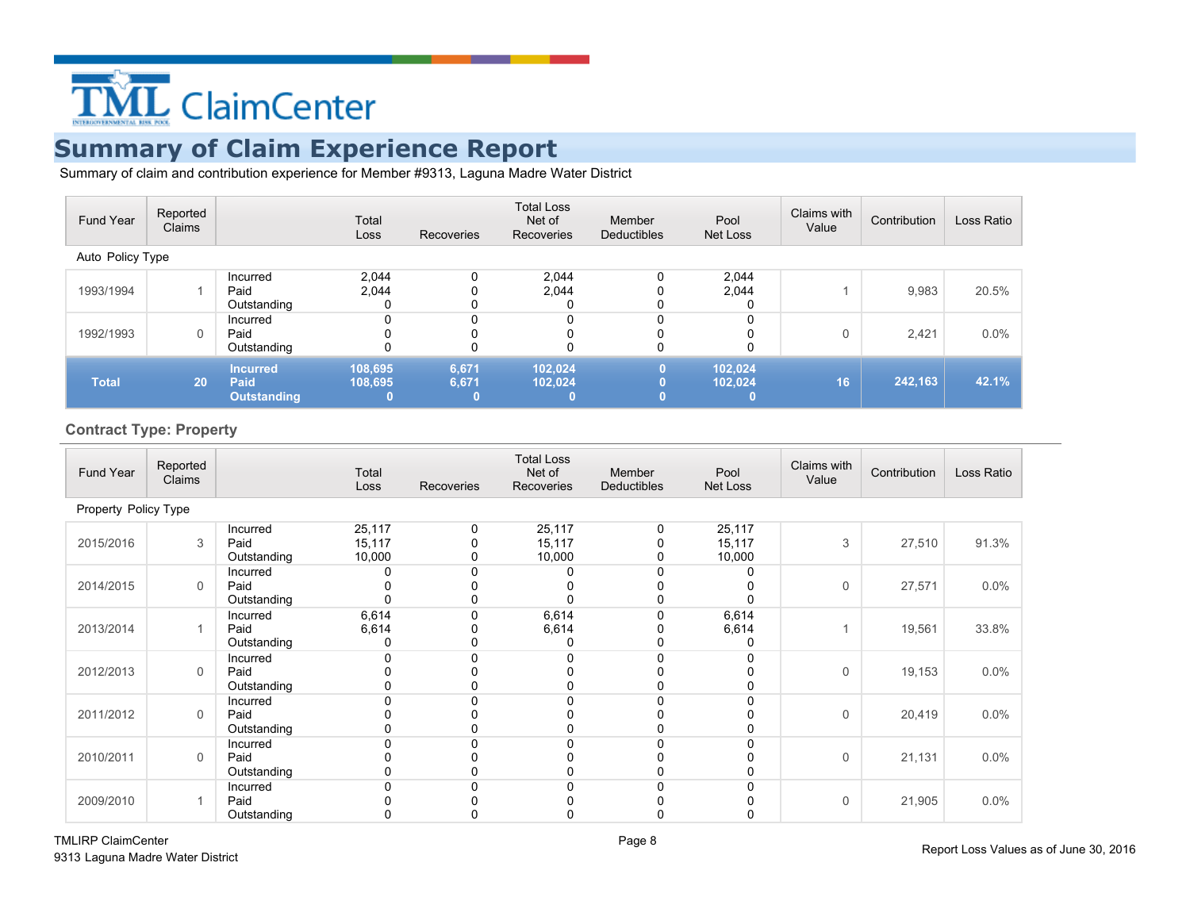# TML ClaimCenter

## Summary of Claim Experience Report

Summary of claim and contribution experience for Member #9313, Laguna Madre Water District

| Fund Year | Reported Claims | | Total Loss | Recoveries | Total Loss Net of Recoveries | Member Deductibles | Pool Net Loss | Claims with Value | Contribution | Loss Ratio |
|---|---|---|---|---|---|---|---|---|---|---|
| Auto Policy Type | | | | | | | | | | |
| 1993/1994 | 1 | Incurred | 2,044 | 0 | 2,044 | 0 | 2,044 | 1 | 9,983 | 20.5% |
| | | Paid | 2,044 | 0 | 2,044 | 0 | 2,044 | | | |
| | | Outstanding | 0 | 0 | 0 | 0 | 0 | | | |
| 1992/1993 | 0 | Incurred | 0 | 0 | 0 | 0 | 0 | 0 | 2,421 | 0.0% |
| | | Paid | 0 | 0 | 0 | 0 | 0 | | | |
| | | Outstanding | 0 | 0 | 0 | 0 | 0 | | | |
| **Total** | **20** | **Incurred** | **108,695** | **6,671** | **102,024** | **0** | **102,024** | **16** | **242,163** | **42.1%** |
| | | **Paid** | **108,695** | **6,671** | **102,024** | **0** | **102,024** | | | |
| | | **Outstanding** | **0** | **0** | **0** | **0** | **0** | | | |

### Contract Type: Property

| Fund Year | Reported Claims | | Total Loss | Recoveries | Total Loss Net of Recoveries | Member Deductibles | Pool Net Loss | Claims with Value | Contribution | Loss Ratio |
|---|---|---|---|---|---|---|---|---|---|---|
| Property Policy Type | | | | | | | | | | |
| 2015/2016 | 3 | Incurred | 25,117 | 0 | 25,117 | 0 | 25,117 | 3 | 27,510 | 91.3% |
| | | Paid | 15,117 | 0 | 15,117 | 0 | 15,117 | | | |
| | | Outstanding | 10,000 | 0 | 10,000 | 0 | 10,000 | | | |
| 2014/2015 | 0 | Incurred | 0 | 0 | 0 | 0 | 0 | 0 | 27,571 | 0.0% |
| | | Paid | 0 | 0 | 0 | 0 | 0 | | | |
| | | Outstanding | 0 | 0 | 0 | 0 | 0 | | | |
| 2013/2014 | 1 | Incurred | 6,614 | 0 | 6,614 | 0 | 6,614 | 1 | 19,561 | 33.8% |
| | | Paid | 6,614 | 0 | 6,614 | 0 | 6,614 | | | |
| | | Outstanding | 0 | 0 | 0 | 0 | 0 | | | |
| 2012/2013 | 0 | Incurred | 0 | 0 | 0 | 0 | 0 | 0 | 19,153 | 0.0% |
| | | Paid | 0 | 0 | 0 | 0 | 0 | | | |
| | | Outstanding | 0 | 0 | 0 | 0 | 0 | | | |
| 2011/2012 | 0 | Incurred | 0 | 0 | 0 | 0 | 0 | 0 | 20,419 | 0.0% |
| | | Paid | 0 | 0 | 0 | 0 | 0 | | | |
| | | Outstanding | 0 | 0 | 0 | 0 | 0 | | | |
| 2010/2011 | 0 | Incurred | 0 | 0 | 0 | 0 | 0 | 0 | 21,131 | 0.0% |
| | | Paid | 0 | 0 | 0 | 0 | 0 | | | |
| | | Outstanding | 0 | 0 | 0 | 0 | 0 | | | |
| 2009/2010 | 1 | Incurred | 0 | 0 | 0 | 0 | 0 | 0 | 21,905 | 0.0% |
| | | Paid | 0 | 0 | 0 | 0 | 0 | | | |
| | | Outstanding | 0 | 0 | 0 | 0 | 0 | | | |

Report Loss Values as of June 30, 2016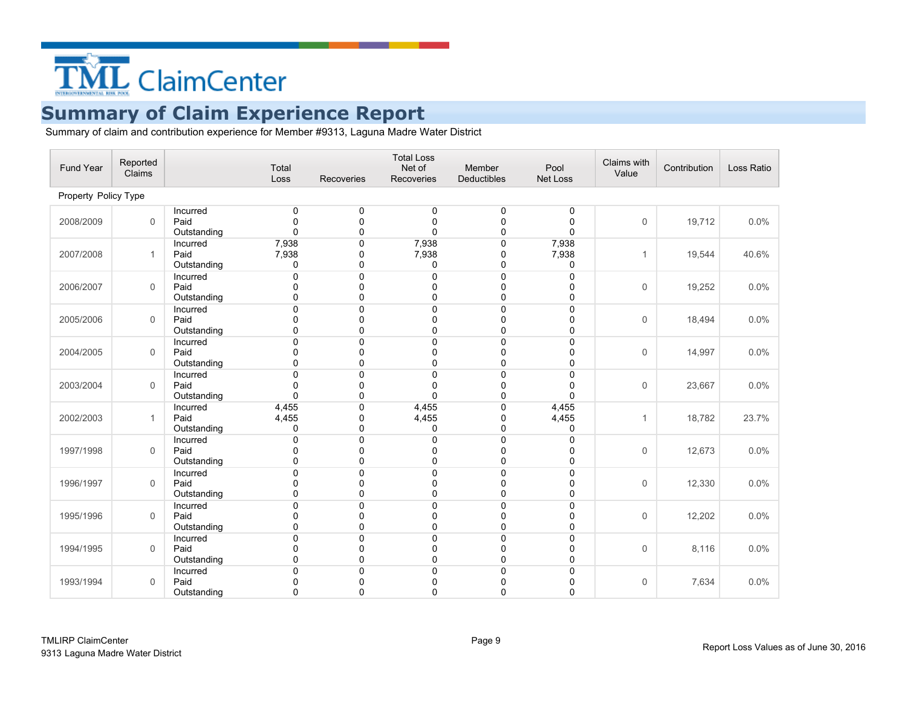# TML ClaimCenter

## Summary of Claim Experience Report

Summary of claim and contribution experience for Member #9313, Laguna Madre Water District

| Fund Year | Reported Claims | | Total Loss | Recoveries | Total Loss Net of Recoveries | Member Deductibles | Pool Net Loss | Claims with Value | Contribution | Loss Ratio |
|---|---|---|---|---|---|---|---|---|---|---|
| Property Policy Type | | | | | | | | | | |
| 2008/2009 | 0 | Incurred<br>Paid<br>Outstanding | 0<br>0<br>0 | 0<br>0<br>0 | 0<br>0<br>0 | 0<br>0<br>0 | 0<br>0<br>0 | 0 | 19,712 | 0.0% |
| 2007/2008 | 1 | Incurred<br>Paid<br>Outstanding | 7,938<br>7,938<br>0 | 0<br>0<br>0 | 7,938<br>7,938<br>0 | 0<br>0<br>0 | 7,938<br>7,938<br>0 | 1 | 19,544 | 40.6% |
| 2006/2007 | 0 | Incurred<br>Paid<br>Outstanding | 0<br>0<br>0 | 0<br>0<br>0 | 0<br>0<br>0 | 0<br>0<br>0 | 0<br>0<br>0 | 0 | 19,252 | 0.0% |
| 2005/2006 | 0 | Incurred<br>Paid<br>Outstanding | 0<br>0<br>0 | 0<br>0<br>0 | 0<br>0<br>0 | 0<br>0<br>0 | 0<br>0<br>0 | 0 | 18,494 | 0.0% |
| 2004/2005 | 0 | Incurred<br>Paid<br>Outstanding | 0<br>0<br>0 | 0<br>0<br>0 | 0<br>0<br>0 | 0<br>0<br>0 | 0<br>0<br>0 | 0 | 14,997 | 0.0% |
| 2003/2004 | 0 | Incurred<br>Paid<br>Outstanding | 0<br>0<br>0 | 0<br>0<br>0 | 0<br>0<br>0 | 0<br>0<br>0 | 0<br>0<br>0 | 0 | 23,667 | 0.0% |
| 2002/2003 | 1 | Incurred<br>Paid<br>Outstanding | 4,455<br>4,455<br>0 | 0<br>0<br>0 | 4,455<br>4,455<br>0 | 0<br>0<br>0 | 4,455<br>4,455<br>0 | 1 | 18,782 | 23.7% |
| 1997/1998 | 0 | Incurred<br>Paid<br>Outstanding | 0<br>0<br>0 | 0<br>0<br>0 | 0<br>0<br>0 | 0<br>0<br>0 | 0<br>0<br>0 | 0 | 12,673 | 0.0% |
| 1996/1997 | 0 | Incurred<br>Paid<br>Outstanding | 0<br>0<br>0 | 0<br>0<br>0 | 0<br>0<br>0 | 0<br>0<br>0 | 0<br>0<br>0 | 0 | 12,330 | 0.0% |
| 1995/1996 | 0 | Incurred<br>Paid<br>Outstanding | 0<br>0<br>0 | 0<br>0<br>0 | 0<br>0<br>0 | 0<br>0<br>0 | 0<br>0<br>0 | 0 | 12,202 | 0.0% |
| 1994/1995 | 0 | Incurred<br>Paid<br>Outstanding | 0<br>0<br>0 | 0<br>0<br>0 | 0<br>0<br>0 | 0<br>0<br>0 | 0<br>0<br>0 | 0 | 8,116 | 0.0% |
| 1993/1994 | 0 | Incurred<br>Paid<br>Outstanding | 0<br>0<br>0 | 0<br>0<br>0 | 0<br>0<br>0 | 0<br>0<br>0 | 0<br>0<br>0 | 0 | 7,634 | 0.0% |

TMLIRP ClaimCenter
9313 Laguna Madre Water District

Report Loss Values as of June 30, 2016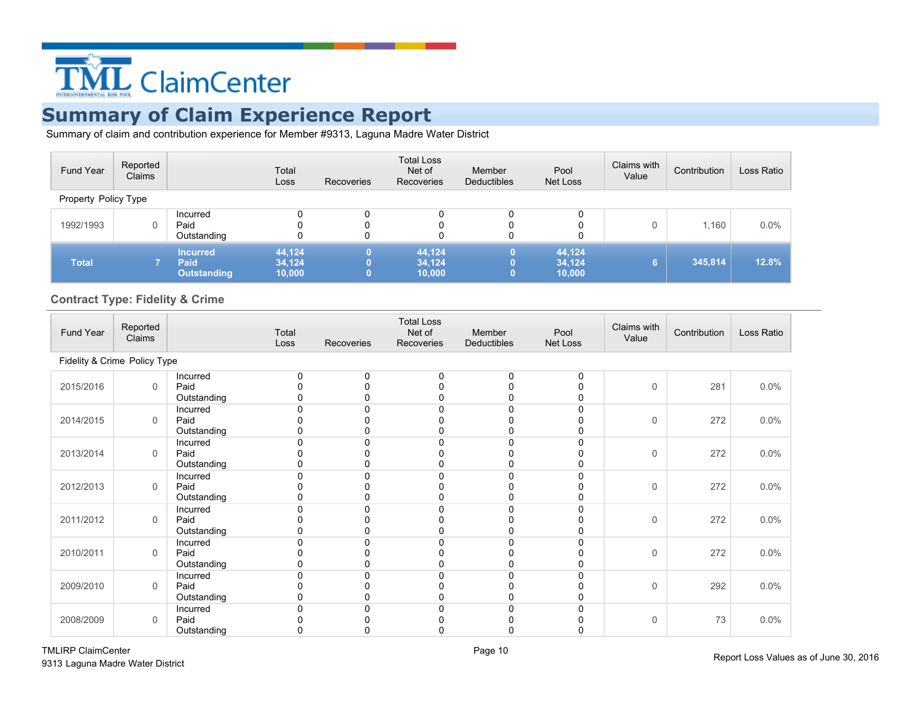# Summary of Claim Experience Report

Summary of claim and contribution experience for Member #9313, Laguna Madre Water District

| Fund Year | Reported Claims | | Total Loss | Recoveries | Total Loss Net of Recoveries | Member Deductibles | Pool Net Loss | Claims with Value | Contribution | Loss Ratio |
|---|---|---|---|---|---|---|---|---|---|---|
| Property Policy Type | | | | | | | | | | |
| 1992/1993 | 0 | Incurred<br>Paid<br>Outstanding | 0<br>0<br>0 | 0<br>0<br>0 | 0<br>0<br>0 | 0<br>0<br>0 | 0<br>0<br>0 | 0 | 1,160 | 0.0% |
| **Total** | **7** | **Incurred<br>Paid<br>Outstanding** | **44,124<br>34,124<br>10,000** | **0<br>0<br>0** | **44,124<br>34,124<br>10,000** | **0<br>0<br>0** | **44,124<br>34,124<br>10,000** | **6** | **345,814** | **12.8%** |

### Contract Type: Fidelity & Crime

| Fund Year | Reported Claims | | Total Loss | Recoveries | Total Loss Net of Recoveries | Member Deductibles | Pool Net Loss | Claims with Value | Contribution | Loss Ratio |
|---|---|---|---|---|---|---|---|---|---|---|
| Fidelity & Crime Policy Type | | | | | | | | | | |
| 2015/2016 | 0 | Incurred<br>Paid<br>Outstanding | 0<br>0<br>0 | 0<br>0<br>0 | 0<br>0<br>0 | 0<br>0<br>0 | 0<br>0<br>0 | 0 | 281 | 0.0% |
| 2014/2015 | 0 | Incurred<br>Paid<br>Outstanding | 0<br>0<br>0 | 0<br>0<br>0 | 0<br>0<br>0 | 0<br>0<br>0 | 0<br>0<br>0 | 0 | 272 | 0.0% |
| 2013/2014 | 0 | Incurred<br>Paid<br>Outstanding | 0<br>0<br>0 | 0<br>0<br>0 | 0<br>0<br>0 | 0<br>0<br>0 | 0<br>0<br>0 | 0 | 272 | 0.0% |
| 2012/2013 | 0 | Incurred<br>Paid<br>Outstanding | 0<br>0<br>0 | 0<br>0<br>0 | 0<br>0<br>0 | 0<br>0<br>0 | 0<br>0<br>0 | 0 | 272 | 0.0% |
| 2011/2012 | 0 | Incurred<br>Paid<br>Outstanding | 0<br>0<br>0 | 0<br>0<br>0 | 0<br>0<br>0 | 0<br>0<br>0 | 0<br>0<br>0 | 0 | 272 | 0.0% |
| 2010/2011 | 0 | Incurred<br>Paid<br>Outstanding | 0<br>0<br>0 | 0<br>0<br>0 | 0<br>0<br>0 | 0<br>0<br>0 | 0<br>0<br>0 | 0 | 272 | 0.0% |
| 2009/2010 | 0 | Incurred<br>Paid<br>Outstanding | 0<br>0<br>0 | 0<br>0<br>0 | 0<br>0<br>0 | 0<br>0<br>0 | 0<br>0<br>0 | 0 | 292 | 0.0% |
| 2008/2009 | 0 | Incurred<br>Paid<br>Outstanding | 0<br>0<br>0 | 0<br>0<br>0 | 0<br>0<br>0 | 0<br>0<br>0 | 0<br>0<br>0 | 0 | 73 | 0.0% |

TMLIRP ClaimCenter
9313 Laguna Madre Water District

Report Loss Values as of June 30, 2016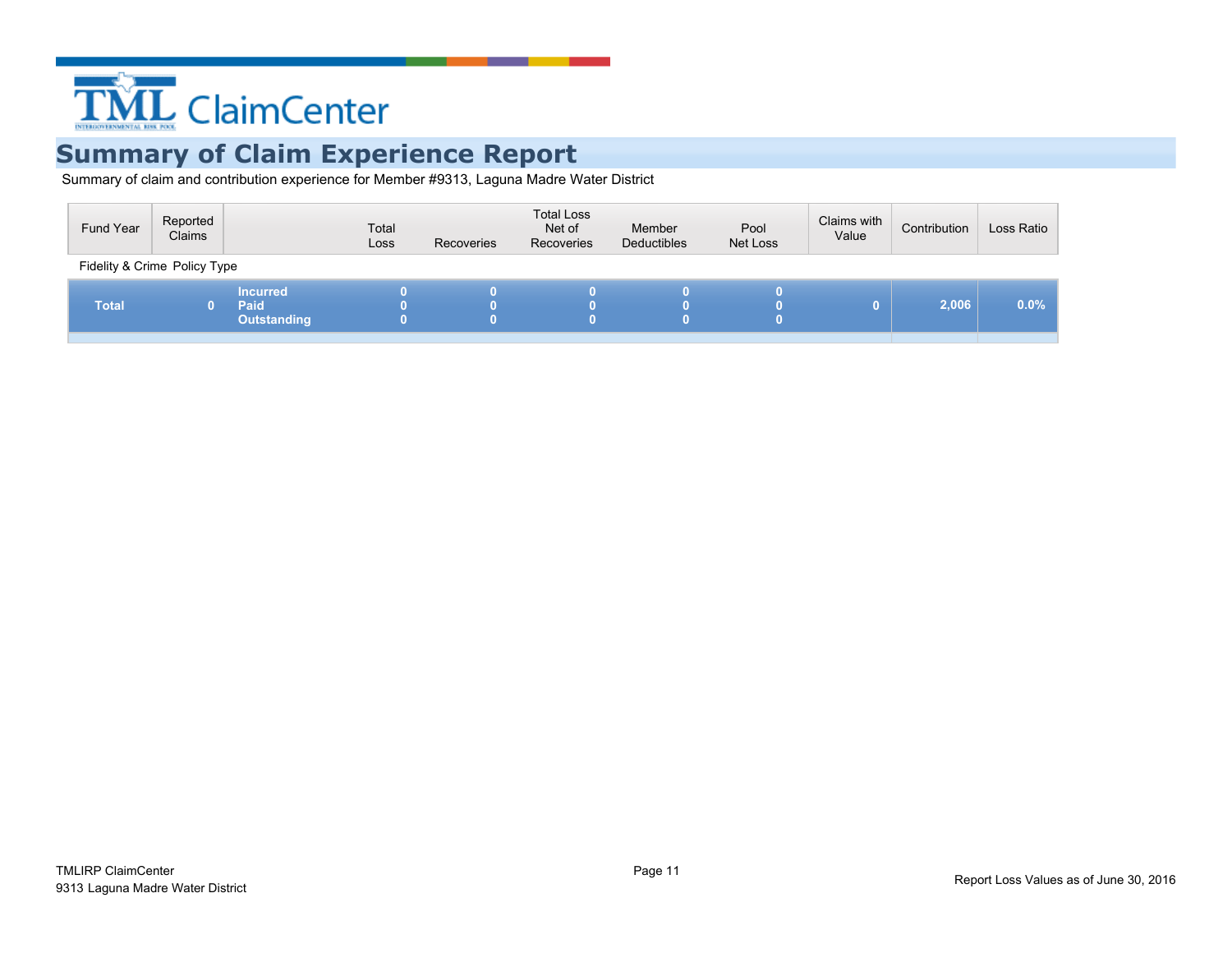TML ClaimCenter

# Summary of Claim Experience Report

Summary of claim and contribution experience for Member #9313, Laguna Madre Water District

| Fund Year | Reported Claims | | Total Loss | Recoveries | Total Loss Net of Recoveries | Member Deductibles | Pool Net Loss | Claims with Value | Contribution | Loss Ratio |
|---|---|---|---|---|---|---|---|---|---|---|
| Fidelity & Crime Policy Type | | | | | | | | | | |
| **Total** | **0** | **Incurred** | **0** | **0** | **0** | **0** | **0** | **0** | **2,006** | **0.0%** |
| | | **Paid** | **0** | **0** | **0** | **0** | **0** | | | |
| | | **Outstanding** | **0** | **0** | **0** | **0** | **0** | | | |

TMLIRP ClaimCenter
9313 Laguna Madre Water District

Report Loss Values as of June 30, 2016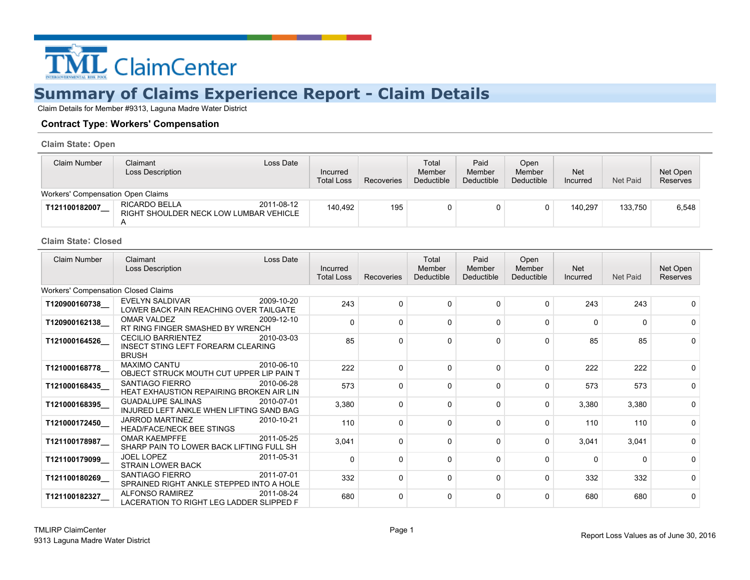TML ClaimCenter

# Summary of Claims Experience Report - Claim Details

Claim Details for Member #9313, Laguna Madre Water District

### Contract Type: Workers' Compensation

#### Claim State: Open

| Claim Number | Claimant / Loss Description | Loss Date | Incurred Total Loss | Recoveries | Total Member Deductible | Paid Member Deductible | Open Member Deductible | Net Incurred | Net Paid | Net Open Reserves |
|---|---|---|---|---|---|---|---|---|---|---|
| Workers' Compensation Open Claims | | | | | | | | | | |
| **T121100182007__** | RICARDO BELLA<br>RIGHT SHOULDER NECK LOW LUMBAR VEHICLE A | 2011-08-12 | 140,492 | 195 | 0 | 0 | 0 | 140,297 | 133,750 | 6,548 |

#### Claim State: Closed

| Claim Number | Claimant / Loss Description | Loss Date | Incurred Total Loss | Recoveries | Total Member Deductible | Paid Member Deductible | Open Member Deductible | Net Incurred | Net Paid | Net Open Reserves |
|---|---|---|---|---|---|---|---|---|---|---|
| Workers' Compensation Closed Claims | | | | | | | | | | |
| **T120900160738__** | EVELYN SALDIVAR<br>LOWER BACK PAIN REACHING OVER TAILGATE | 2009-10-20 | 243 | 0 | 0 | 0 | 0 | 243 | 243 | 0 |
| **T120900162138__** | OMAR VALDEZ<br>RT RING FINGER SMASHED BY WRENCH | 2009-12-10 | 0 | 0 | 0 | 0 | 0 | 0 | 0 | 0 |
| **T121000164526__** | CECILIO BARRIENTEZ<br>INSECT STING LEFT FOREARM CLEARING BRUSH | 2010-03-03 | 85 | 0 | 0 | 0 | 0 | 85 | 85 | 0 |
| **T121000168778__** | MAXIMO CANTU<br>OBJECT STRUCK MOUTH CUT UPPER LIP PAIN T | 2010-06-10 | 222 | 0 | 0 | 0 | 0 | 222 | 222 | 0 |
| **T121000168435__** | SANTIAGO FIERRO<br>HEAT EXHAUSTION REPAIRING BROKEN AIR LIN | 2010-06-28 | 573 | 0 | 0 | 0 | 0 | 573 | 573 | 0 |
| **T121000168395__** | GUADALUPE SALINAS<br>INJURED LEFT ANKLE WHEN LIFTING SAND BAG | 2010-07-01 | 3,380 | 0 | 0 | 0 | 0 | 3,380 | 3,380 | 0 |
| **T121000172450__** | JARROD MARTINEZ<br>HEAD/FACE/NECK BEE STINGS | 2010-10-21 | 110 | 0 | 0 | 0 | 0 | 110 | 110 | 0 |
| **T121100178987__** | OMAR KAEMPFFE<br>SHARP PAIN TO LOWER BACK LIFTING FULL SH | 2011-05-25 | 3,041 | 0 | 0 | 0 | 0 | 3,041 | 3,041 | 0 |
| **T121100179099__** | JOEL LOPEZ<br>STRAIN LOWER BACK | 2011-05-31 | 0 | 0 | 0 | 0 | 0 | 0 | 0 | 0 |
| **T121100180269__** | SANTIAGO FIERRO<br>SPRAINED RIGHT ANKLE STEPPED INTO A HOLE | 2011-07-01 | 332 | 0 | 0 | 0 | 0 | 332 | 332 | 0 |
| **T121100182327__** | ALFONSO RAMIREZ<br>LACERATION TO RIGHT LEG LADDER SLIPPED F | 2011-08-24 | 680 | 0 | 0 | 0 | 0 | 680 | 680 | 0 |

TMLIRP ClaimCenter
9313 Laguna Madre Water District

Report Loss Values as of June 30, 2016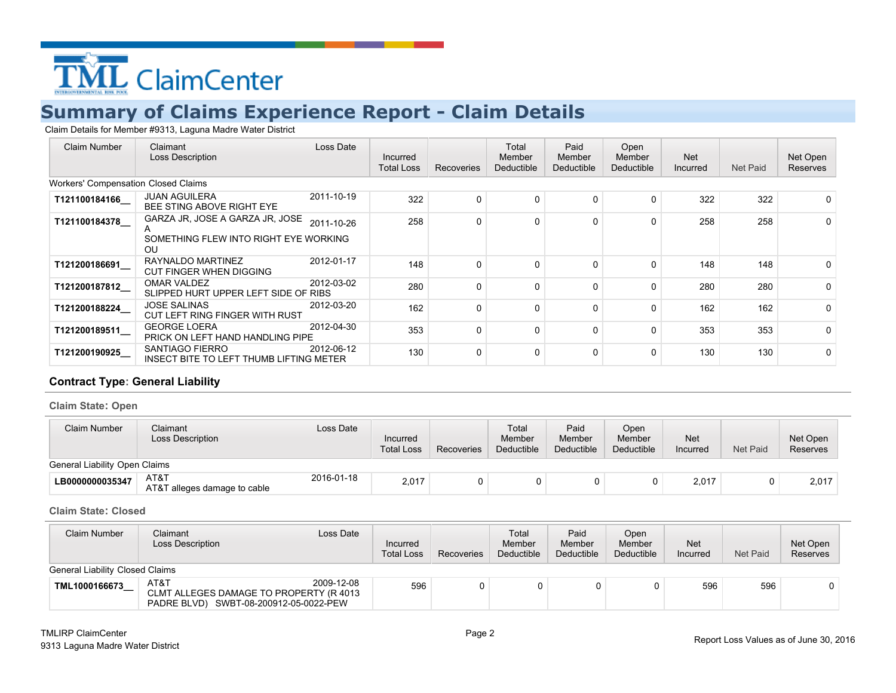TML ClaimCenter

# Summary of Claims Experience Report - Claim Details

Claim Details for Member #9313, Laguna Madre Water District

| Claim Number | Claimant / Loss Description | Loss Date | Incurred Total Loss | Recoveries | Total Member Deductible | Paid Member Deductible | Open Member Deductible | Net Incurred | Net Paid | Net Open Reserves |
|---|---|---|---|---|---|---|---|---|---|---|
| Workers' Compensation Closed Claims | | | | | | | | | | |
| **T121100184166__** | JUAN AGUILERA<br>BEE STING ABOVE RIGHT EYE | 2011-10-19 | 322 | 0 | 0 | 0 | 0 | 322 | 322 | 0 |
| **T121100184378__** | GARZA JR, JOSE A GARZA JR, JOSE A<br>SOMETHING FLEW INTO RIGHT EYE WORKING OU | 2011-10-26 | 258 | 0 | 0 | 0 | 0 | 258 | 258 | 0 |
| **T121200186691__** | RAYNALDO MARTINEZ<br>CUT FINGER WHEN DIGGING | 2012-01-17 | 148 | 0 | 0 | 0 | 0 | 148 | 148 | 0 |
| **T121200187812__** | OMAR VALDEZ<br>SLIPPED HURT UPPER LEFT SIDE OF RIBS | 2012-03-02 | 280 | 0 | 0 | 0 | 0 | 280 | 280 | 0 |
| **T121200188224__** | JOSE SALINAS<br>CUT LEFT RING FINGER WITH RUST | 2012-03-20 | 162 | 0 | 0 | 0 | 0 | 162 | 162 | 0 |
| **T121200189511__** | GEORGE LOERA<br>PRICK ON LEFT HAND HANDLING PIPE | 2012-04-30 | 353 | 0 | 0 | 0 | 0 | 353 | 353 | 0 |
| **T121200190925__** | SANTIAGO FIERRO<br>INSECT BITE TO LEFT THUMB LIFTING METER | 2012-06-12 | 130 | 0 | 0 | 0 | 0 | 130 | 130 | 0 |

### Contract Type: General Liability

#### Claim State: Open

| Claim Number | Claimant / Loss Description | Loss Date | Incurred Total Loss | Recoveries | Total Member Deductible | Paid Member Deductible | Open Member Deductible | Net Incurred | Net Paid | Net Open Reserves |
|---|---|---|---|---|---|---|---|---|---|---|
| General Liability Open Claims | | | | | | | | | | |
| **LB0000000035347** | AT&T<br>AT&T alleges damage to cable | 2016-01-18 | 2,017 | 0 | 0 | 0 | 0 | 2,017 | 0 | 2,017 |

#### Claim State: Closed

| Claim Number | Claimant / Loss Description | Loss Date | Incurred Total Loss | Recoveries | Total Member Deductible | Paid Member Deductible | Open Member Deductible | Net Incurred | Net Paid | Net Open Reserves |
|---|---|---|---|---|---|---|---|---|---|---|
| General Liability Closed Claims | | | | | | | | | | |
| **TML1000166673__** | AT&T<br>CLMT ALLEGES DAMAGE TO PROPERTY (R 4013 PADRE BLVD) SWBT-08-200912-05-0022-PEW | 2009-12-08 | 596 | 0 | 0 | 0 | 0 | 596 | 596 | 0 |

TMLIRP ClaimCenter
9313 Laguna Madre Water District

Report Loss Values as of June 30, 2016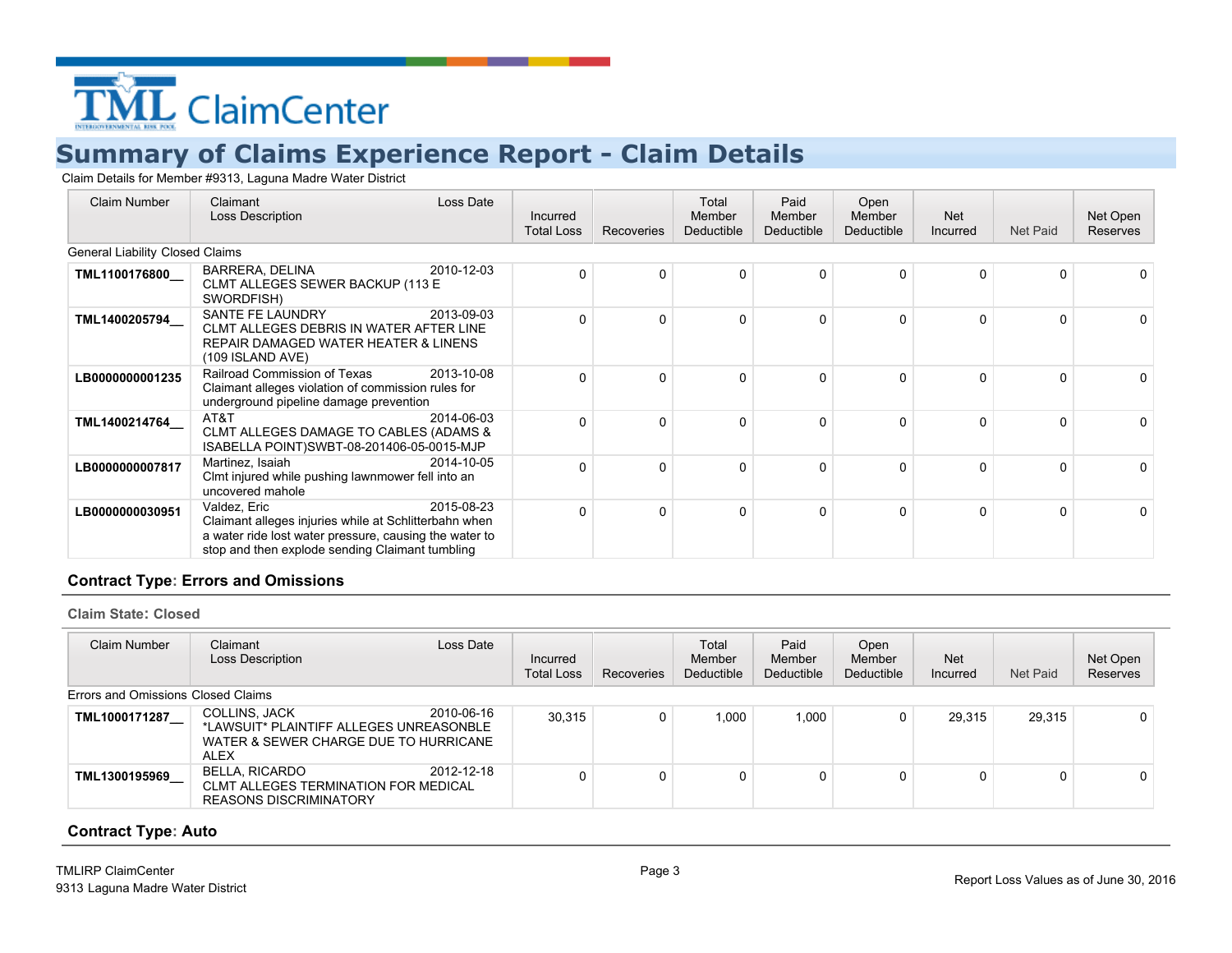TML ClaimCenter

# Summary of Claims Experience Report - Claim Details

Claim Details for Member #9313, Laguna Madre Water District

| Claim Number | Claimant / Loss Description | Loss Date | Incurred Total Loss | Recoveries | Total Member Deductible | Paid Member Deductible | Open Member Deductible | Net Incurred | Net Paid | Net Open Reserves |
|---|---|---|---|---|---|---|---|---|---|---|
| General Liability Closed Claims | | | | | | | | | | |
| **TML1100176800__** | BARRERA, DELINA<br>CLMT ALLEGES SEWER BACKUP (113 E SWORDFISH) | 2010-12-03 | 0 | 0 | 0 | 0 | 0 | 0 | 0 | 0 |
| **TML1400205794__** | SANTE FE LAUNDRY<br>CLMT ALLEGES DEBRIS IN WATER AFTER LINE REPAIR DAMAGED WATER HEATER & LINENS (109 ISLAND AVE) | 2013-09-03 | 0 | 0 | 0 | 0 | 0 | 0 | 0 | 0 |
| **LB0000000001235** | Railroad Commission of Texas<br>Claimant alleges violation of commission rules for underground pipeline damage prevention | 2013-10-08 | 0 | 0 | 0 | 0 | 0 | 0 | 0 | 0 |
| **TML1400214764__** | AT&T<br>CLMT ALLEGES DAMAGE TO CABLES (ADAMS & ISABELLA POINT)SWBT-08-201406-05-0015-MJP | 2014-06-03 | 0 | 0 | 0 | 0 | 0 | 0 | 0 | 0 |
| **LB0000000007817** | Martinez, Isaiah<br>Clmt injured while pushing lawnmower fell into an uncovered mahole | 2014-10-05 | 0 | 0 | 0 | 0 | 0 | 0 | 0 | 0 |
| **LB0000000030951** | Valdez, Eric<br>Claimant alleges injuries while at Schlitterbahn when a water ride lost water pressure, causing the water to stop and then explode sending Claimant tumbling | 2015-08-23 | 0 | 0 | 0 | 0 | 0 | 0 | 0 | 0 |

**Contract Type: Errors and Omissions**

**Claim State: Closed**

| Claim Number | Claimant / Loss Description | Loss Date | Incurred Total Loss | Recoveries | Total Member Deductible | Paid Member Deductible | Open Member Deductible | Net Incurred | Net Paid | Net Open Reserves |
|---|---|---|---|---|---|---|---|---|---|---|
| Errors and Omissions Closed Claims | | | | | | | | | | |
| **TML1000171287__** | COLLINS, JACK<br>*LAWSUIT* PLAINTIFF ALLEGES UNREASONBLE WATER & SEWER CHARGE DUE TO HURRICANE ALEX | 2010-06-16 | 30,315 | 0 | 1,000 | 1,000 | 0 | 29,315 | 29,315 | 0 |
| **TML1300195969__** | BELLA, RICARDO<br>CLMT ALLEGES TERMINATION FOR MEDICAL REASONS DISCRIMINATORY | 2012-12-18 | 0 | 0 | 0 | 0 | 0 | 0 | 0 | 0 |

**Contract Type: Auto**

Report Loss Values as of June 30, 2016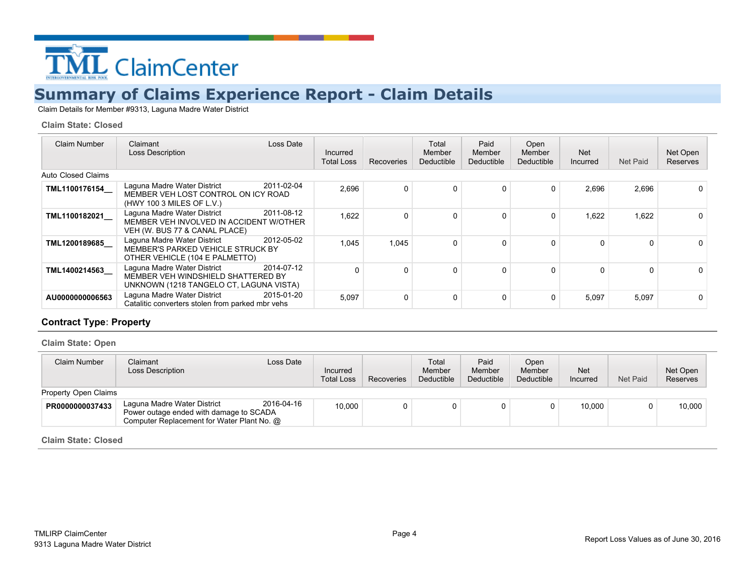TML ClaimCenter

# Summary of Claims Experience Report - Claim Details

Claim Details for Member #9313, Laguna Madre Water District

**Claim State: Closed**

| Claim Number | Claimant / Loss Description | Loss Date | Incurred Total Loss | Recoveries | Total Member Deductible | Paid Member Deductible | Open Member Deductible | Net Incurred | Net Paid | Net Open Reserves |
|---|---|---|---|---|---|---|---|---|---|---|
| Auto Closed Claims | | | | | | | | | | |
| **TML1100176154__** | Laguna Madre Water District<br>MEMBER VEH LOST CONTROL ON ICY ROAD (HWY 100 3 MILES OF L.V.) | 2011-02-04 | 2,696 | 0 | 0 | 0 | 0 | 2,696 | 2,696 | 0 |
| **TML1100182021__** | Laguna Madre Water District<br>MEMBER VEH INVOLVED IN ACCIDENT W/OTHER VEH (W. BUS 77 & CANAL PLACE) | 2011-08-12 | 1,622 | 0 | 0 | 0 | 0 | 1,622 | 1,622 | 0 |
| **TML1200189685__** | Laguna Madre Water District<br>MEMBER'S PARKED VEHICLE STRUCK BY OTHER VEHICLE (104 E PALMETTO) | 2012-05-02 | 1,045 | 1,045 | 0 | 0 | 0 | 0 | 0 | 0 |
| **TML1400214563__** | Laguna Madre Water District<br>MEMBER VEH WINDSHIELD SHATTERED BY UNKNOWN (1218 TANGELO CT, LAGUNA VISTA) | 2014-07-12 | 0 | 0 | 0 | 0 | 0 | 0 | 0 | 0 |
| **AU0000000006563** | Laguna Madre Water District<br>Catalitic converters stolen from parked mbr vehs | 2015-01-20 | 5,097 | 0 | 0 | 0 | 0 | 5,097 | 5,097 | 0 |

## Contract Type: Property

**Claim State: Open**

| Claim Number | Claimant / Loss Description | Loss Date | Incurred Total Loss | Recoveries | Total Member Deductible | Paid Member Deductible | Open Member Deductible | Net Incurred | Net Paid | Net Open Reserves |
|---|---|---|---|---|---|---|---|---|---|---|
| Property Open Claims | | | | | | | | | | |
| **PR0000000037433** | Laguna Madre Water District<br>Power outage ended with damage to SCADA Computer Replacement for Water Plant No. @ | 2016-04-16 | 10,000 | 0 | 0 | 0 | 0 | 10,000 | 0 | 10,000 |

**Claim State: Closed**

Report Loss Values as of June 30, 2016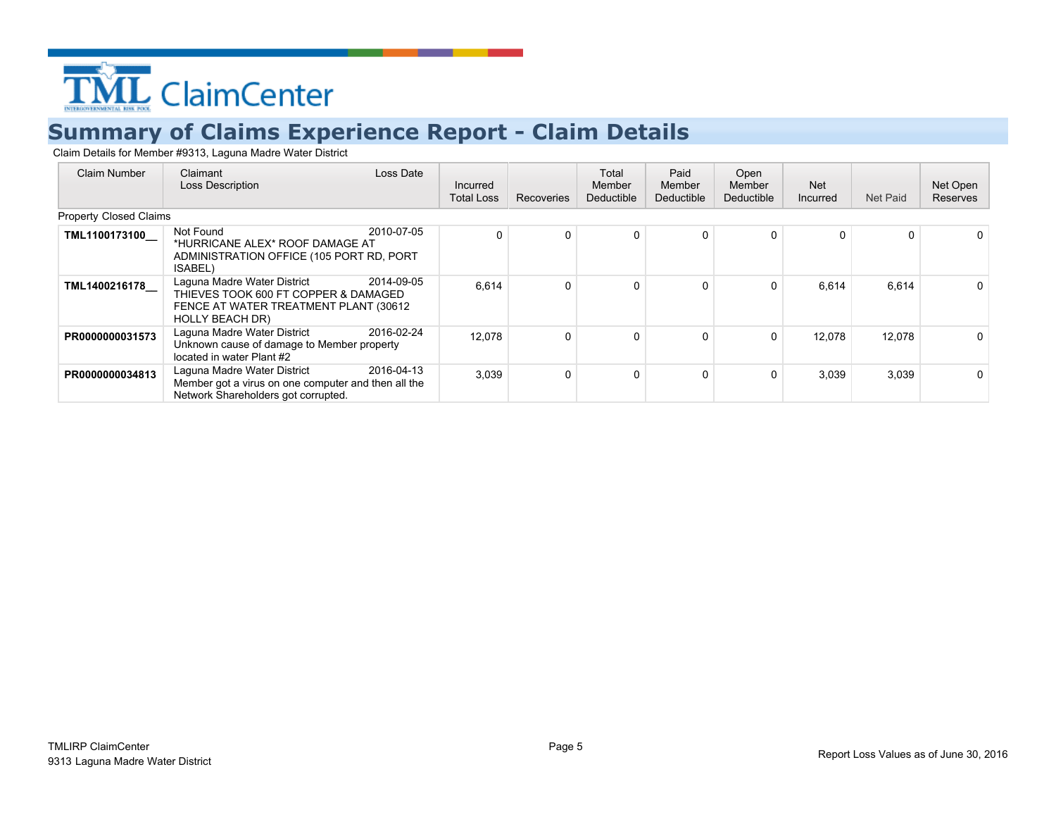TML ClaimCenter

# Summary of Claims Experience Report - Claim Details

Claim Details for Member #9313, Laguna Madre Water District

| Claim Number | Claimant<br>Loss Description | Loss Date | Incurred Total Loss | Recoveries | Total Member Deductible | Paid Member Deductible | Open Member Deductible | Net Incurred | Net Paid | Net Open Reserves |
|---|---|---|---|---|---|---|---|---|---|---|
| Property Closed Claims | | | | | | | | | | |
| **TML1100173100__** | Not Found<br>*HURRICANE ALEX* ROOF DAMAGE AT ADMINISTRATION OFFICE (105 PORT RD, PORT ISABEL) | 2010-07-05 | 0 | 0 | 0 | 0 | 0 | 0 | 0 | 0 |
| **TML1400216178__** | Laguna Madre Water District<br>THIEVES TOOK 600 FT COPPER & DAMAGED FENCE AT WATER TREATMENT PLANT (30612 HOLLY BEACH DR) | 2014-09-05 | 6,614 | 0 | 0 | 0 | 0 | 6,614 | 6,614 | 0 |
| **PR0000000031573** | Laguna Madre Water District<br>Unknown cause of damage to Member property located in water Plant #2 | 2016-02-24 | 12,078 | 0 | 0 | 0 | 0 | 12,078 | 12,078 | 0 |
| **PR0000000034813** | Laguna Madre Water District<br>Member got a virus on one computer and then all the Network Shareholders got corrupted. | 2016-04-13 | 3,039 | 0 | 0 | 0 | 0 | 3,039 | 3,039 | 0 |

TMLIRP ClaimCenter
9313 Laguna Madre Water District

Report Loss Values as of June 30, 2016